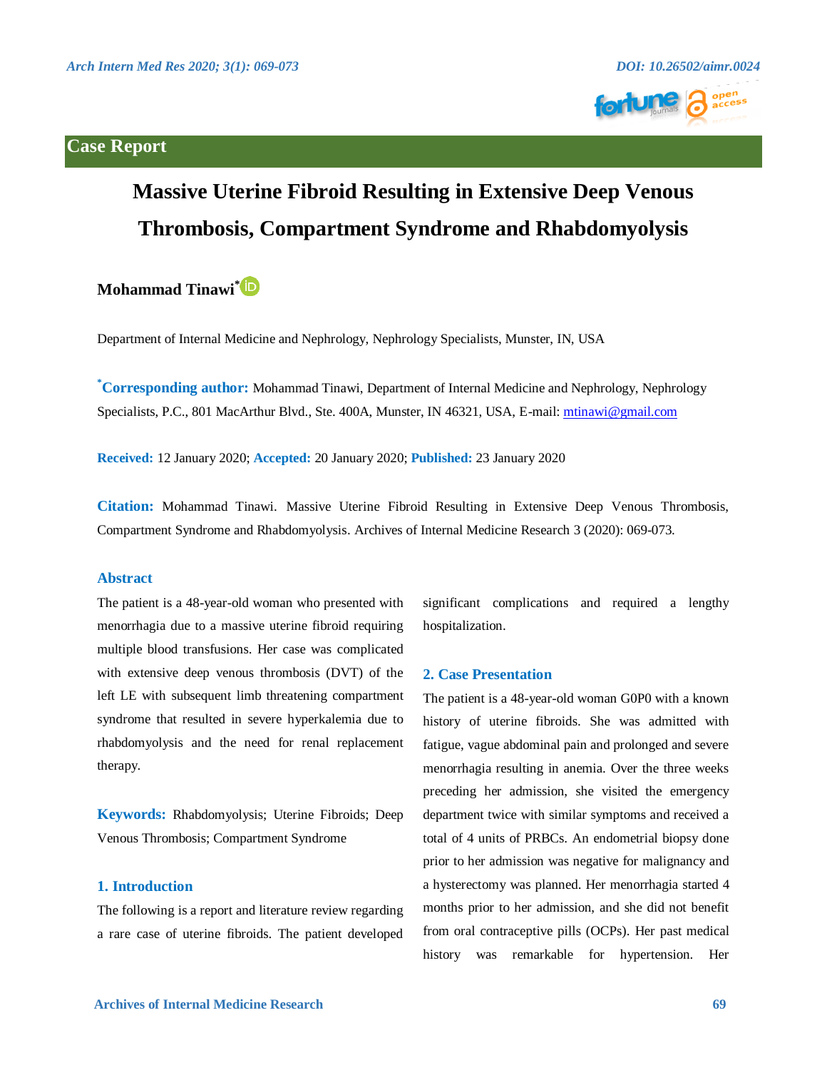**Case Report**

# Massive Uterine Fibroid Resulting in Extensive Deep Venous Thrombosis, Compartment Syndrome and Rhabdomyolysis

**Mohammad Tinawi***

Department of Internal Medicine and Nephrology, Nephrology Specialists, Munster, IN, USA

***Corresponding author:** Mohammad Tinawi, Department of Internal Medicine and Nephrology, Nephrology Specialists, P.C., 801 MacArthur Blvd., Ste. 400A, Munster, IN 46321, USA, E-mail: mtinawi@gmail.com

**Received:** 12 January 2020; **Accepted:** 20 January 2020; **Published:** 23 January 2020

**Citation:** Mohammad Tinawi. Massive Uterine Fibroid Resulting in Extensive Deep Venous Thrombosis, Compartment Syndrome and Rhabdomyolysis. Archives of Internal Medicine Research 3 (2020): 069-073.

## Abstract

The patient is a 48-year-old woman who presented with menorrhagia due to a massive uterine fibroid requiring multiple blood transfusions. Her case was complicated with extensive deep venous thrombosis (DVT) of the left LE with subsequent limb threatening compartment syndrome that resulted in severe hyperkalemia due to rhabdomyolysis and the need for renal replacement therapy.

**Keywords:** Rhabdomyolysis; Uterine Fibroids; Deep Venous Thrombosis; Compartment Syndrome

## 1. Introduction

The following is a report and literature review regarding a rare case of uterine fibroids. The patient developed significant complications and required a lengthy hospitalization.

## 2. Case Presentation

The patient is a 48-year-old woman G0P0 with a known history of uterine fibroids. She was admitted with fatigue, vague abdominal pain and prolonged and severe menorrhagia resulting in anemia. Over the three weeks preceding her admission, she visited the emergency department twice with similar symptoms and received a total of 4 units of PRBCs. An endometrial biopsy done prior to her admission was negative for malignancy and a hysterectomy was planned. Her menorrhagia started 4 months prior to her admission, and she did not benefit from oral contraceptive pills (OCPs). Her past medical history was remarkable for hypertension. Her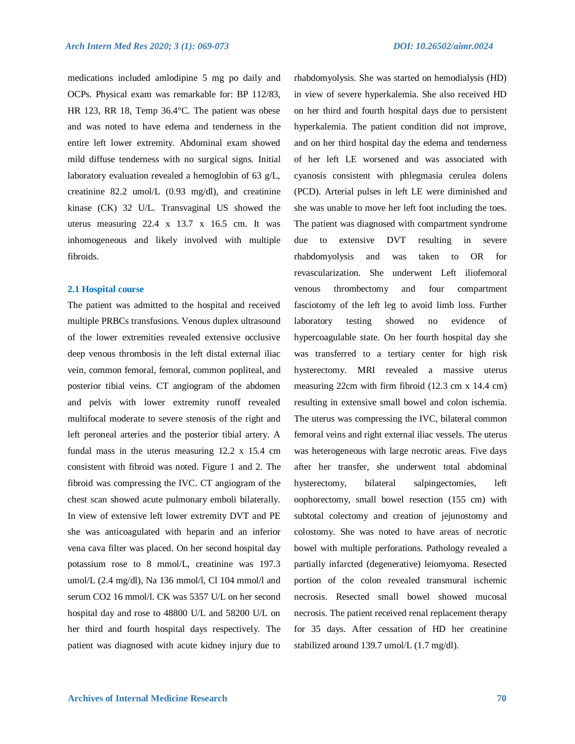medications included amlodipine 5 mg po daily and OCPs. Physical exam was remarkable for: BP 112/83, HR 123, RR 18, Temp 36.4°C. The patient was obese and was noted to have edema and tenderness in the entire left lower extremity. Abdominal exam showed mild diffuse tenderness with no surgical signs. Initial laboratory evaluation revealed a hemoglobin of 63 g/L, creatinine 82.2 umol/L (0.93 mg/dl), and creatinine kinase (CK) 32 U/L. Transvaginal US showed the uterus measuring 22.4 x 13.7 x 16.5 cm. It was inhomogeneous and likely involved with multiple fibroids.

### 2.1 Hospital course

The patient was admitted to the hospital and received multiple PRBCs transfusions. Venous duplex ultrasound of the lower extremities revealed extensive occlusive deep venous thrombosis in the left distal external iliac vein, common femoral, femoral, common popliteal, and posterior tibial veins. CT angiogram of the abdomen and pelvis with lower extremity runoff revealed multifocal moderate to severe stenosis of the right and left peroneal arteries and the posterior tibial artery. A fundal mass in the uterus measuring 12.2 x 15.4 cm consistent with fibroid was noted. Figure 1 and 2. The fibroid was compressing the IVC. CT angiogram of the chest scan showed acute pulmonary emboli bilaterally. In view of extensive left lower extremity DVT and PE she was anticoagulated with heparin and an inferior vena cava filter was placed. On her second hospital day potassium rose to 8 mmol/L, creatinine was 197.3 umol/L (2.4 mg/dl), Na 136 mmol/l, Cl 104 mmol/l and serum $CO_2$ 16 mmol/l. CK was 5357 U/L on her second hospital day and rose to 48800 U/L and 58200 U/L on her third and fourth hospital days respectively. The patient was diagnosed with acute kidney injury due to rhabdomyolysis. She was started on hemodialysis (HD) in view of severe hyperkalemia. She also received HD on her third and fourth hospital days due to persistent hyperkalemia. The patient condition did not improve, and on her third hospital day the edema and tenderness of her left LE worsened and was associated with cyanosis consistent with phlegmasia cerulea dolens (PCD). Arterial pulses in left LE were diminished and she was unable to move her left foot including the toes. The patient was diagnosed with compartment syndrome due to extensive DVT resulting in severe rhabdomyolysis and was taken to OR for revascularization. She underwent Left iliofemoral venous thrombectomy and four compartment fasciotomy of the left leg to avoid limb loss. Further laboratory testing showed no evidence of hypercoagulable state. On her fourth hospital day she was transferred to a tertiary center for high risk hysterectomy. MRI revealed a massive uterus measuring 22cm with firm fibroid (12.3 cm x 14.4 cm) resulting in extensive small bowel and colon ischemia. The uterus was compressing the IVC, bilateral common femoral veins and right external iliac vessels. The uterus was heterogeneous with large necrotic areas. Five days after her transfer, she underwent total abdominal hysterectomy, bilateral salpingectomies, left oophorectomy, small bowel resection (155 cm) with subtotal colectomy and creation of jejunostomy and colostomy. She was noted to have areas of necrotic bowel with multiple perforations. Pathology revealed a partially infarcted (degenerative) leiomyoma. Resected portion of the colon revealed transmural ischemic necrosis. Resected small bowel showed mucosal necrosis. The patient received renal replacement therapy for 35 days. After cessation of HD her creatinine stabilized around 139.7 umol/L (1.7 mg/dl).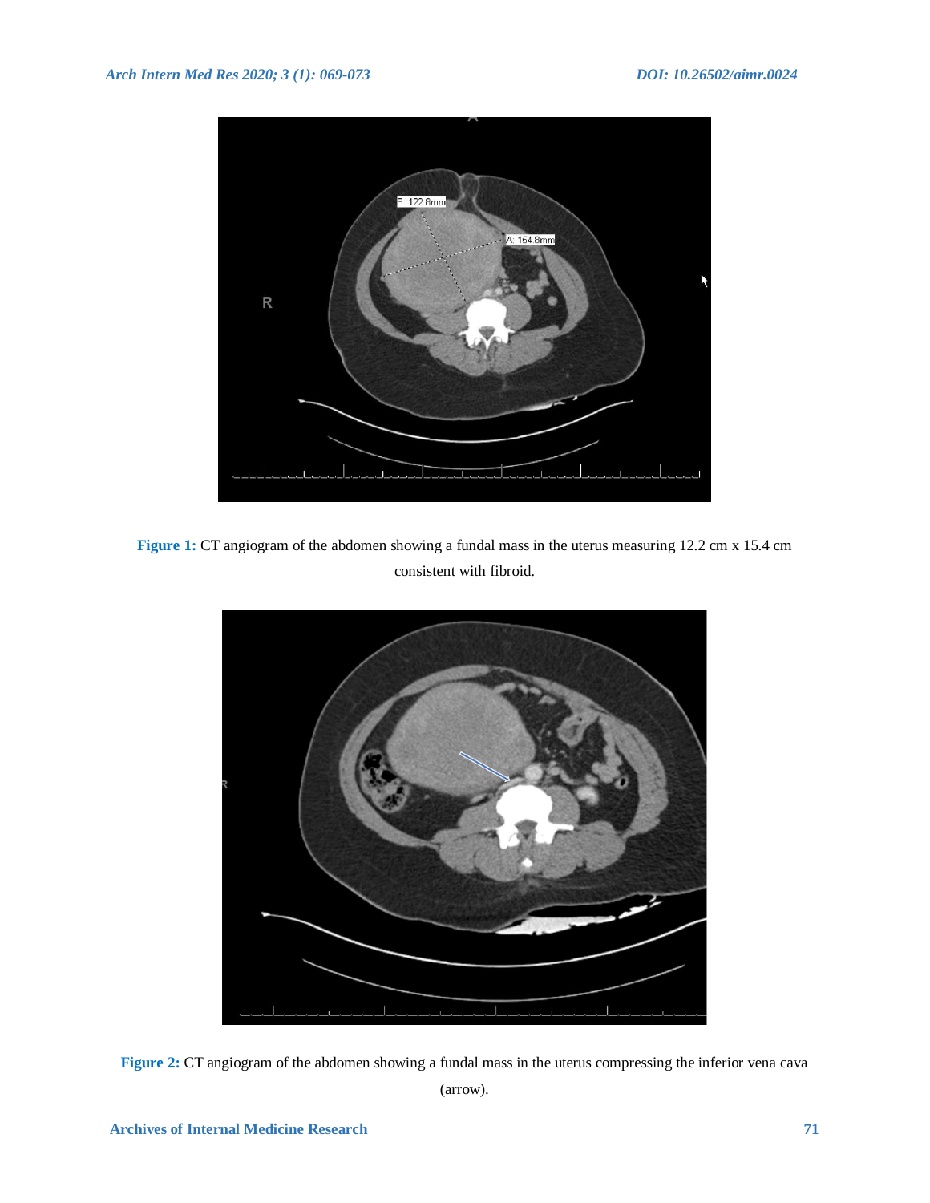**Figure 1:** CT angiogram of the abdomen showing a fundal mass in the uterus measuring 12.2 cm x 15.4 cm consistent with fibroid.

**Figure 2:** CT angiogram of the abdomen showing a fundal mass in the uterus compressing the inferior vena cava (arrow).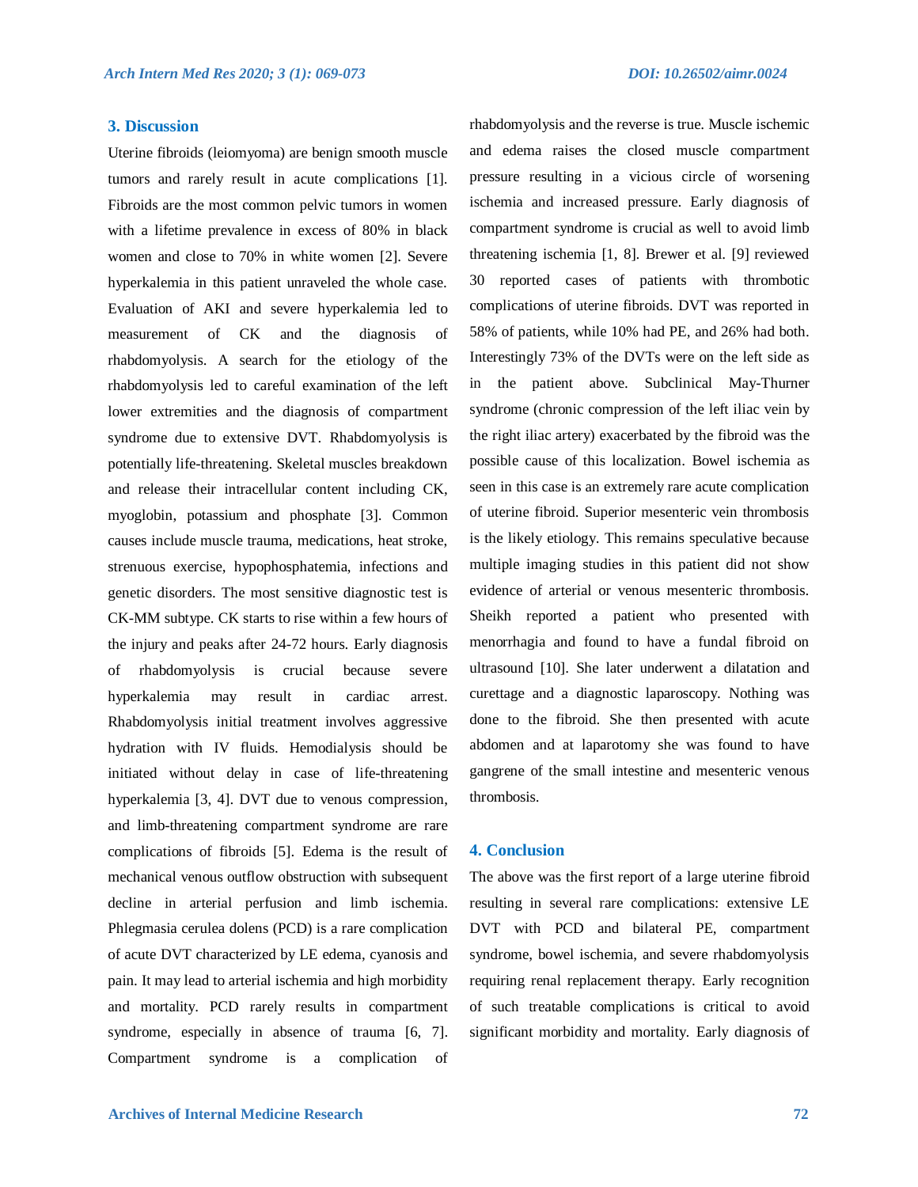## 3. Discussion

Uterine fibroids (leiomyoma) are benign smooth muscle tumors and rarely result in acute complications [1]. Fibroids are the most common pelvic tumors in women with a lifetime prevalence in excess of 80% in black women and close to 70% in white women [2]. Severe hyperkalemia in this patient unraveled the whole case. Evaluation of AKI and severe hyperkalemia led to measurement of CK and the diagnosis of rhabdomyolysis. A search for the etiology of the rhabdomyolysis led to careful examination of the left lower extremities and the diagnosis of compartment syndrome due to extensive DVT. Rhabdomyolysis is potentially life-threatening. Skeletal muscles breakdown and release their intracellular content including CK, myoglobin, potassium and phosphate [3]. Common causes include muscle trauma, medications, heat stroke, strenuous exercise, hypophosphatemia, infections and genetic disorders. The most sensitive diagnostic test is CK-MM subtype. CK starts to rise within a few hours of the injury and peaks after 24-72 hours. Early diagnosis of rhabdomyolysis is crucial because severe hyperkalemia may result in cardiac arrest. Rhabdomyolysis initial treatment involves aggressive hydration with IV fluids. Hemodialysis should be initiated without delay in case of life-threatening hyperkalemia [3, 4]. DVT due to venous compression, and limb-threatening compartment syndrome are rare complications of fibroids [5]. Edema is the result of mechanical venous outflow obstruction with subsequent decline in arterial perfusion and limb ischemia. Phlegmasia cerulea dolens (PCD) is a rare complication of acute DVT characterized by LE edema, cyanosis and pain. It may lead to arterial ischemia and high morbidity and mortality. PCD rarely results in compartment syndrome, especially in absence of trauma [6, 7]. Compartment syndrome is a complication of rhabdomyolysis and the reverse is true. Muscle ischemic and edema raises the closed muscle compartment pressure resulting in a vicious circle of worsening ischemia and increased pressure. Early diagnosis of compartment syndrome is crucial as well to avoid limb threatening ischemia [1, 8]. Brewer et al. [9] reviewed 30 reported cases of patients with thrombotic complications of uterine fibroids. DVT was reported in 58% of patients, while 10% had PE, and 26% had both. Interestingly 73% of the DVTs were on the left side as in the patient above. Subclinical May-Thurner syndrome (chronic compression of the left iliac vein by the right iliac artery) exacerbated by the fibroid was the possible cause of this localization. Bowel ischemia as seen in this case is an extremely rare acute complication of uterine fibroid. Superior mesenteric vein thrombosis is the likely etiology. This remains speculative because multiple imaging studies in this patient did not show evidence of arterial or venous mesenteric thrombosis. Sheikh reported a patient who presented with menorrhagia and found to have a fundal fibroid on ultrasound [10]. She later underwent a dilatation and curettage and a diagnostic laparoscopy. Nothing was done to the fibroid. She then presented with acute abdomen and at laparotomy she was found to have gangrene of the small intestine and mesenteric venous thrombosis.

## 4. Conclusion

The above was the first report of a large uterine fibroid resulting in several rare complications: extensive LE DVT with PCD and bilateral PE, compartment syndrome, bowel ischemia, and severe rhabdomyolysis requiring renal replacement therapy. Early recognition of such treatable complications is critical to avoid significant morbidity and mortality. Early diagnosis of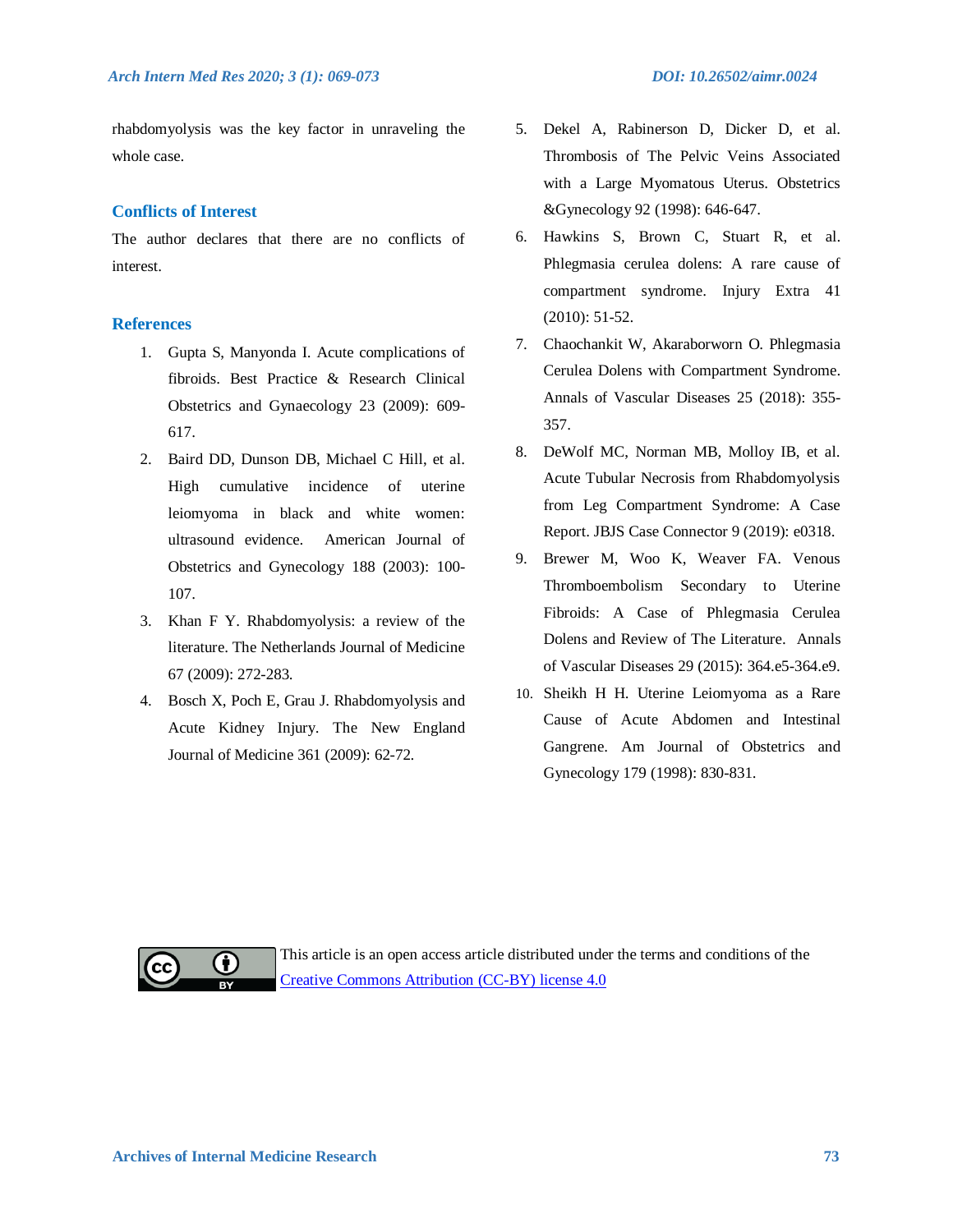rhabdomyolysis was the key factor in unraveling the whole case.

## Conflicts of Interest

The author declares that there are no conflicts of interest.

## References

1. Gupta S, Manyonda I. Acute complications of fibroids. Best Practice & Research Clinical Obstetrics and Gynaecology 23 (2009): 609-617.
2. Baird DD, Dunson DB, Michael C Hill, et al. High cumulative incidence of uterine leiomyoma in black and white women: ultrasound evidence. American Journal of Obstetrics and Gynecology 188 (2003): 100-107.
3. Khan F Y. Rhabdomyolysis: a review of the literature. The Netherlands Journal of Medicine 67 (2009): 272-283.
4. Bosch X, Poch E, Grau J. Rhabdomyolysis and Acute Kidney Injury. The New England Journal of Medicine 361 (2009): 62-72.
5. Dekel A, Rabinerson D, Dicker D, et al. Thrombosis of The Pelvic Veins Associated with a Large Myomatous Uterus. Obstetrics &Gynecology 92 (1998): 646-647.
6. Hawkins S, Brown C, Stuart R, et al. Phlegmasia cerulea dolens: A rare cause of compartment syndrome. Injury Extra 41 (2010): 51-52.
7. Chaochankit W, Akaraborworn O. Phlegmasia Cerulea Dolens with Compartment Syndrome. Annals of Vascular Diseases 25 (2018): 355-357.
8. DeWolf MC, Norman MB, Molloy IB, et al. Acute Tubular Necrosis from Rhabdomyolysis from Leg Compartment Syndrome: A Case Report. JBJS Case Connector 9 (2019): e0318.
9. Brewer M, Woo K, Weaver FA. Venous Thromboembolism Secondary to Uterine Fibroids: A Case of Phlegmasia Cerulea Dolens and Review of The Literature. Annals of Vascular Diseases 29 (2015): 364.e5-364.e9.
10. Sheikh H H. Uterine Leiomyoma as a Rare Cause of Acute Abdomen and Intestinal Gangrene. Am Journal of Obstetrics and Gynecology 179 (1998): 830-831.

This article is an open access article distributed under the terms and conditions of the [Creative Commons Attribution (CC-BY) license 4.0]